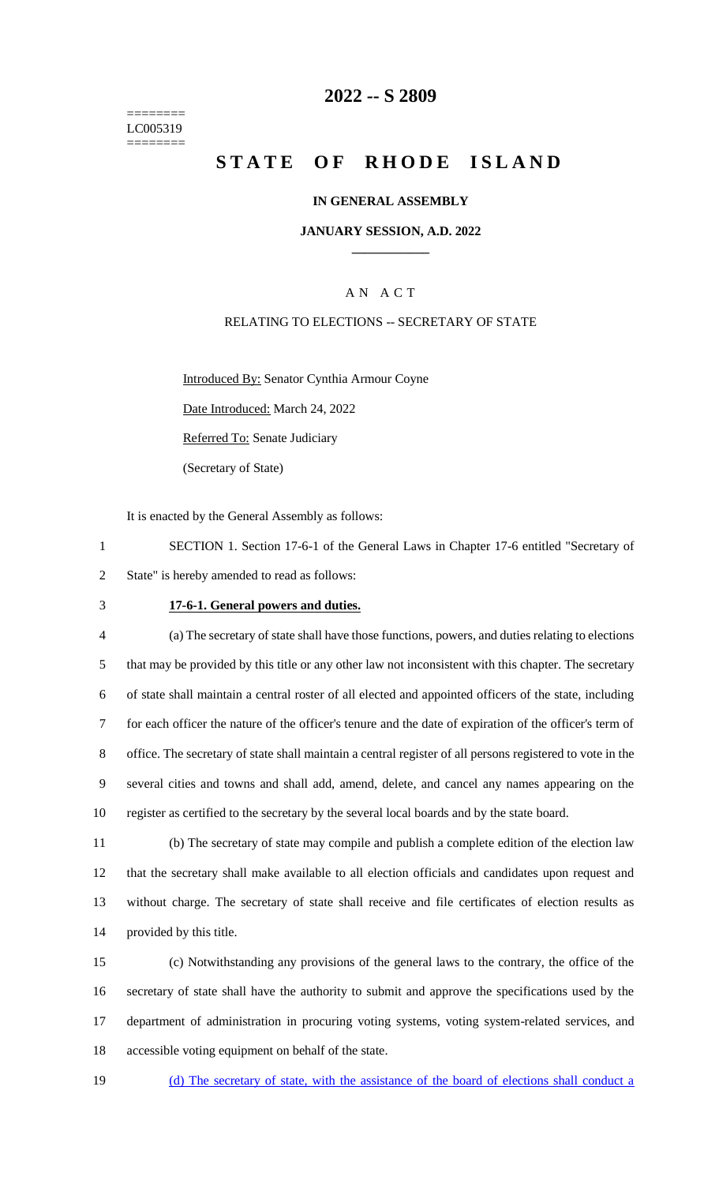========
LC005319
========

# 2022 -- S 2809

# STATE OF RHODE ISLAND

**IN GENERAL ASSEMBLY**

**JANUARY SESSION, A.D. 2022**

____________

A N A C T

RELATING TO ELECTIONS -- SECRETARY OF STATE

Introduced By: Senator Cynthia Armour Coyne

Date Introduced: March 24, 2022

Referred To: Senate Judiciary

(Secretary of State)

It is enacted by the General Assembly as follows:

SECTION 1. Section 17-6-1 of the General Laws in Chapter 17-6 entitled "Secretary of State" is hereby amended to read as follows:

**17-6-1. General powers and duties.**

(a) The secretary of state shall have those functions, powers, and duties relating to elections that may be provided by this title or any other law not inconsistent with this chapter. The secretary of state shall maintain a central roster of all elected and appointed officers of the state, including for each officer the nature of the officer's tenure and the date of expiration of the officer's term of office. The secretary of state shall maintain a central register of all persons registered to vote in the several cities and towns and shall add, amend, delete, and cancel any names appearing on the register as certified to the secretary by the several local boards and by the state board.

(b) The secretary of state may compile and publish a complete edition of the election law that the secretary shall make available to all election officials and candidates upon request and without charge. The secretary of state shall receive and file certificates of election results as provided by this title.

(c) Notwithstanding any provisions of the general laws to the contrary, the office of the secretary of state shall have the authority to submit and approve the specifications used by the department of administration in procuring voting systems, voting system-related services, and accessible voting equipment on behalf of the state.

<u>(d) The secretary of state, with the assistance of the board of elections shall conduct a</u>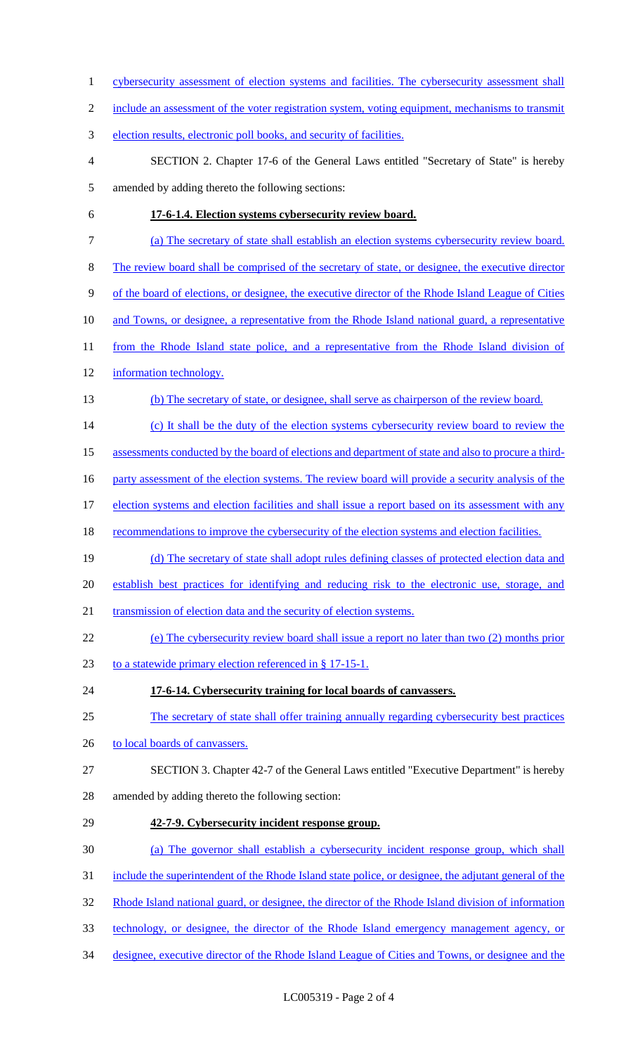cybersecurity assessment of election systems and facilities. The cybersecurity assessment shall include an assessment of the voter registration system, voting equipment, mechanisms to transmit election results, electronic poll books, and security of facilities.

SECTION 2. Chapter 17-6 of the General Laws entitled "Secretary of State" is hereby amended by adding thereto the following sections:

**17-6-1.4. Election systems cybersecurity review board.**

(a) The secretary of state shall establish an election systems cybersecurity review board. The review board shall be comprised of the secretary of state, or designee, the executive director of the board of elections, or designee, the executive director of the Rhode Island League of Cities and Towns, or designee, a representative from the Rhode Island national guard, a representative from the Rhode Island state police, and a representative from the Rhode Island division of information technology.

(b) The secretary of state, or designee, shall serve as chairperson of the review board.

(c) It shall be the duty of the election systems cybersecurity review board to review the assessments conducted by the board of elections and department of state and also to procure a third-party assessment of the election systems. The review board will provide a security analysis of the election systems and election facilities and shall issue a report based on its assessment with any recommendations to improve the cybersecurity of the election systems and election facilities.

(d) The secretary of state shall adopt rules defining classes of protected election data and establish best practices for identifying and reducing risk to the electronic use, storage, and transmission of election data and the security of election systems.

(e) The cybersecurity review board shall issue a report no later than two (2) months prior to a statewide primary election referenced in § 17-15-1.

**17-6-14. Cybersecurity training for local boards of canvassers.**

The secretary of state shall offer training annually regarding cybersecurity best practices to local boards of canvassers.

SECTION 3. Chapter 42-7 of the General Laws entitled "Executive Department" is hereby amended by adding thereto the following section:

**42-7-9. Cybersecurity incident response group.**

(a) The governor shall establish a cybersecurity incident response group, which shall include the superintendent of the Rhode Island state police, or designee, the adjutant general of the Rhode Island national guard, or designee, the director of the Rhode Island division of information technology, or designee, the director of the Rhode Island emergency management agency, or designee, executive director of the Rhode Island League of Cities and Towns, or designee and the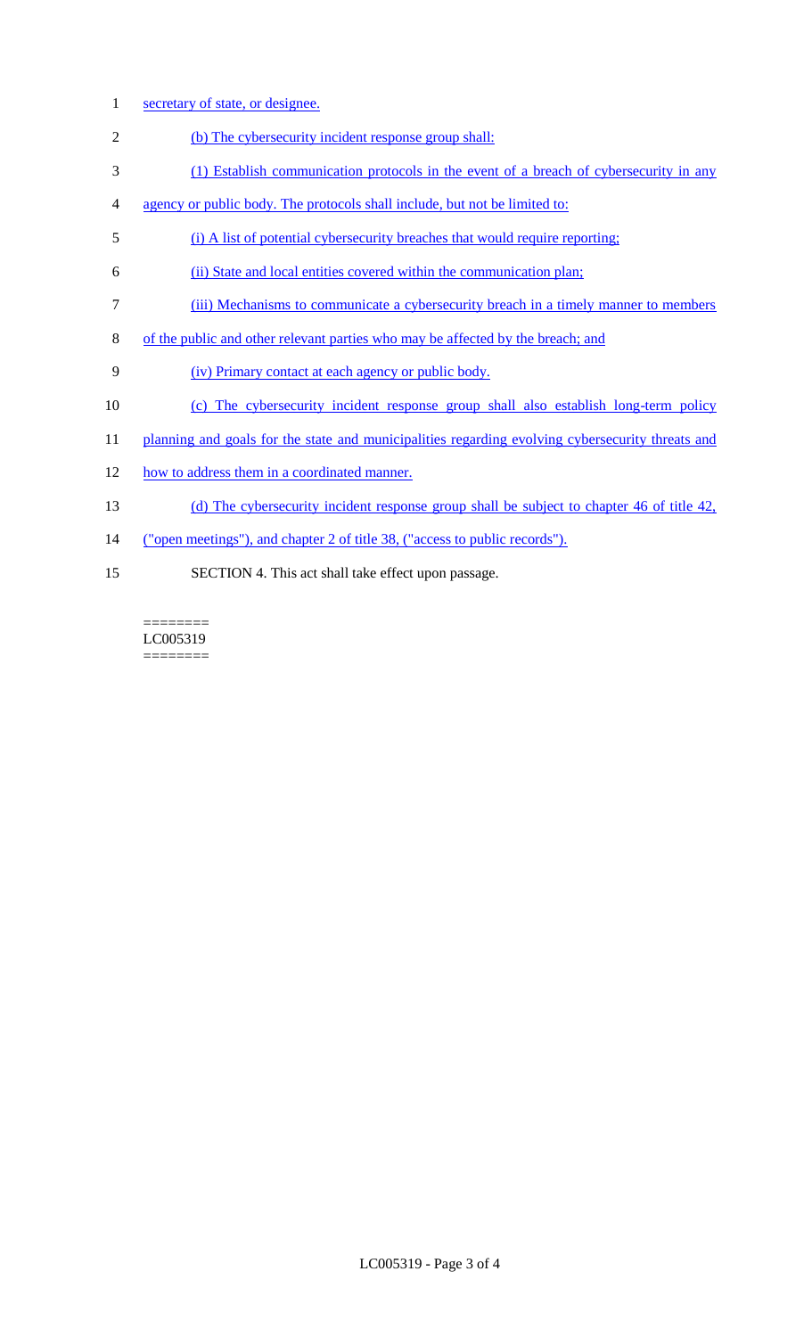secretary of state, or designee.

(b) The cybersecurity incident response group shall:

(1) Establish communication protocols in the event of a breach of cybersecurity in any agency or public body. The protocols shall include, but not be limited to:

(i) A list of potential cybersecurity breaches that would require reporting;

(ii) State and local entities covered within the communication plan;

(iii) Mechanisms to communicate a cybersecurity breach in a timely manner to members of the public and other relevant parties who may be affected by the breach; and

(iv) Primary contact at each agency or public body.

(c) The cybersecurity incident response group shall also establish long-term policy planning and goals for the state and municipalities regarding evolving cybersecurity threats and how to address them in a coordinated manner.

(d) The cybersecurity incident response group shall be subject to chapter 46 of title 42, ("open meetings"), and chapter 2 of title 38, ("access to public records").

SECTION 4. This act shall take effect upon passage.

========
LC005319
========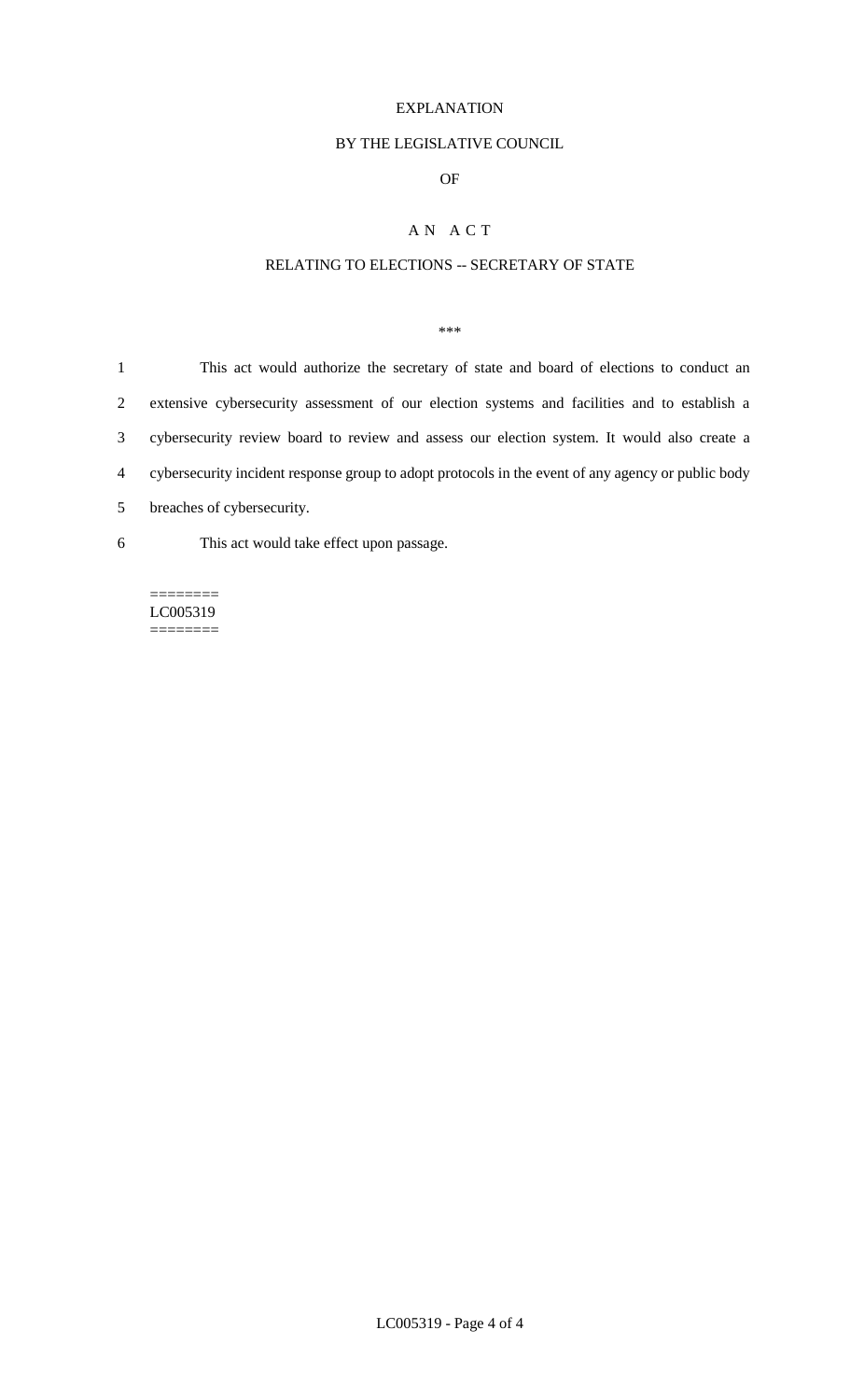EXPLANATION

BY THE LEGISLATIVE COUNCIL

OF

A N A C T

RELATING TO ELECTIONS -- SECRETARY OF STATE

\*\*\*

This act would authorize the secretary of state and board of elections to conduct an extensive cybersecurity assessment of our election systems and facilities and to establish a cybersecurity review board to review and assess our election system. It would also create a cybersecurity incident response group to adopt protocols in the event of any agency or public body breaches of cybersecurity.

This act would take effect upon passage.

========
LC005319
========